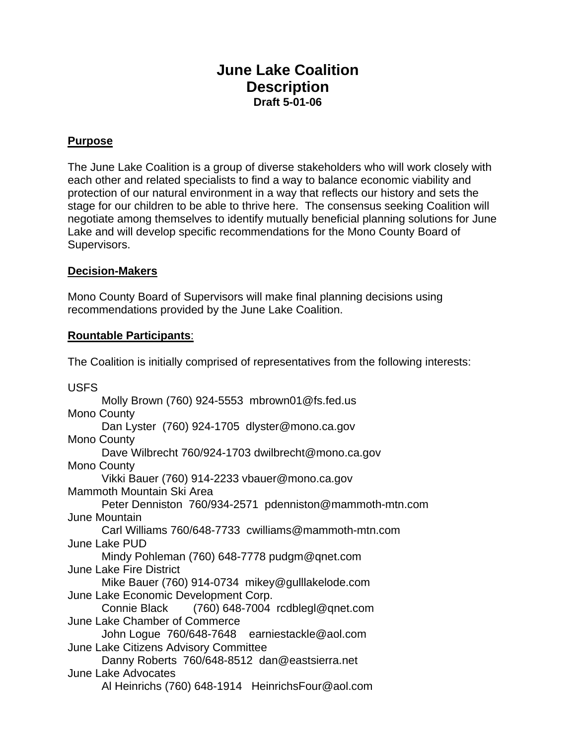# June Lake Coalition
# Description
**Draft 5-01-06**

**Purpose**

The June Lake Coalition is a group of diverse stakeholders who will work closely with each other and related specialists to find a way to balance economic viability and protection of our natural environment in a way that reflects our history and sets the stage for our children to be able to thrive here. The consensus seeking Coalition will negotiate among themselves to identify mutually beneficial planning solutions for June Lake and will develop specific recommendations for the Mono County Board of Supervisors.

**Decision-Makers**

Mono County Board of Supervisors will make final planning decisions using recommendations provided by the June Lake Coalition.

**Rountable Participants**:

The Coalition is initially comprised of representatives from the following interests:

USFS
 Molly Brown (760) 924-5553 mbrown01@fs.fed.us
Mono County
 Dan Lyster (760) 924-1705 dlyster@mono.ca.gov
Mono County
 Dave Wilbrecht 760/924-1703 dwilbrecht@mono.ca.gov
Mono County
 Vikki Bauer (760) 914-2233 vbauer@mono.ca.gov
Mammoth Mountain Ski Area
 Peter Denniston 760/934-2571 pdenniston@mammoth-mtn.com
June Mountain
 Carl Williams 760/648-7733 cwilliams@mammoth-mtn.com
June Lake PUD
 Mindy Pohleman (760) 648-7778 pudgm@qnet.com
June Lake Fire District
 Mike Bauer (760) 914-0734 mikey@gulllakelode.com
June Lake Economic Development Corp.
 Connie Black (760) 648-7004 rcdblegl@qnet.com
June Lake Chamber of Commerce
 John Logue 760/648-7648 earniestackle@aol.com
June Lake Citizens Advisory Committee
 Danny Roberts 760/648-8512 dan@eastsierra.net
June Lake Advocates
 Al Heinrichs (760) 648-1914 HeinrichsFour@aol.com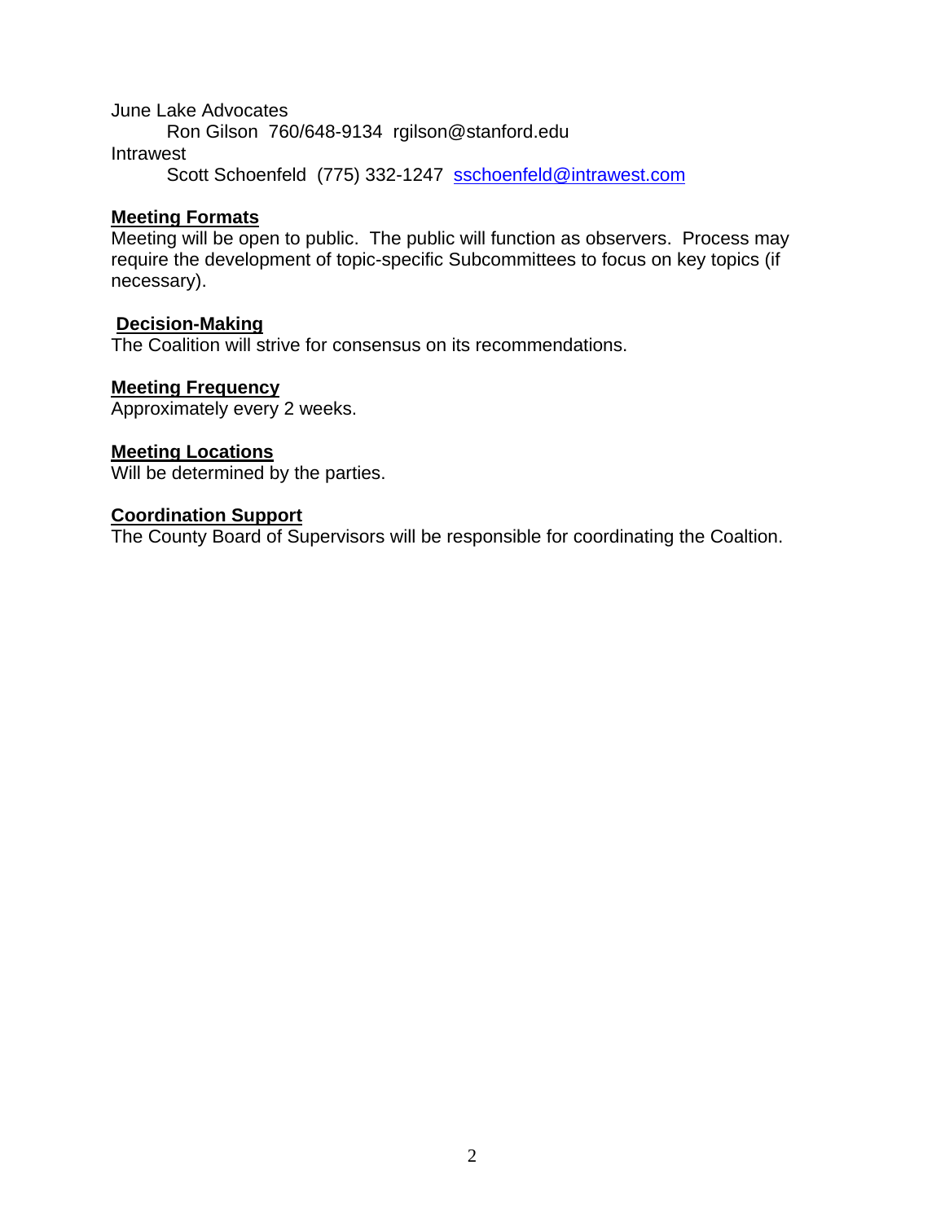June Lake Advocates

Ron Gilson 760/648-9134 rgilson@stanford.edu

Intrawest

Scott Schoenfeld (775) 332-1247 sschoenfeld@intrawest.com

**Meeting Formats**

Meeting will be open to public. The public will function as observers. Process may require the development of topic-specific Subcommittees to focus on key topics (if necessary).

**Decision-Making**

The Coalition will strive for consensus on its recommendations.

**Meeting Frequency**

Approximately every 2 weeks.

**Meeting Locations**

Will be determined by the parties.

**Coordination Support**

The County Board of Supervisors will be responsible for coordinating the Coaltion.